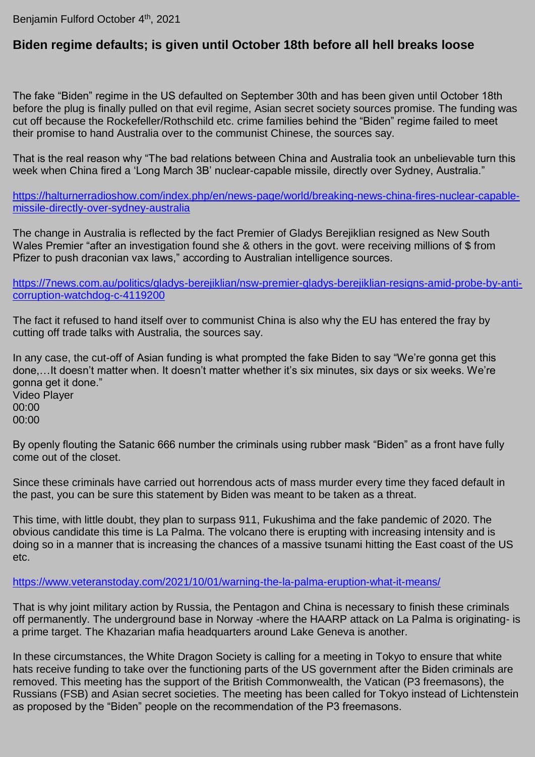Benjamin Fulford October 4th, 2021

## Biden regime defaults; is given until October 18th before all hell breaks loose

The fake "Biden" regime in the US defaulted on September 30th and has been given until October 18th before the plug is finally pulled on that evil regime, Asian secret society sources promise. The funding was cut off because the Rockefeller/Rothschild etc. crime families behind the "Biden" regime failed to meet their promise to hand Australia over to the communist Chinese, the sources say.

That is the real reason why "The bad relations between China and Australia took an unbelievable turn this week when China fired a 'Long March 3B' nuclear-capable missile, directly over Sydney, Australia."

https://halturnerradioshow.com/index.php/en/news-page/world/breaking-news-china-fires-nuclear-capable-missile-directly-over-sydney-australia

The change in Australia is reflected by the fact Premier of Gladys Berejiklian resigned as New South Wales Premier "after an investigation found she & others in the govt. were receiving millions of $ from Pfizer to push draconian vax laws," according to Australian intelligence sources.

https://7news.com.au/politics/gladys-berejiklian/nsw-premier-gladys-berejiklian-resigns-amid-probe-by-anti-corruption-watchdog-c-4119200

The fact it refused to hand itself over to communist China is also why the EU has entered the fray by cutting off trade talks with Australia, the sources say.

In any case, the cut-off of Asian funding is what prompted the fake Biden to say "We're gonna get this done,…It doesn't matter when. It doesn't matter whether it's six minutes, six days or six weeks. We're gonna get it done."
Video Player
00:00
00:00

By openly flouting the Satanic 666 number the criminals using rubber mask "Biden" as a front have fully come out of the closet.

Since these criminals have carried out horrendous acts of mass murder every time they faced default in the past, you can be sure this statement by Biden was meant to be taken as a threat.

This time, with little doubt, they plan to surpass 911, Fukushima and the fake pandemic of 2020. The obvious candidate this time is La Palma. The volcano there is erupting with increasing intensity and is doing so in a manner that is increasing the chances of a massive tsunami hitting the East coast of the US etc.

https://www.veteranstoday.com/2021/10/01/warning-the-la-palma-eruption-what-it-means/

That is why joint military action by Russia, the Pentagon and China is necessary to finish these criminals off permanently. The underground base in Norway -where the HAARP attack on La Palma is originating- is a prime target. The Khazarian mafia headquarters around Lake Geneva is another.

In these circumstances, the White Dragon Society is calling for a meeting in Tokyo to ensure that white hats receive funding to take over the functioning parts of the US government after the Biden criminals are removed. This meeting has the support of the British Commonwealth, the Vatican (P3 freemasons), the Russians (FSB) and Asian secret societies. The meeting has been called for Tokyo instead of Lichtenstein as proposed by the "Biden" people on the recommendation of the P3 freemasons.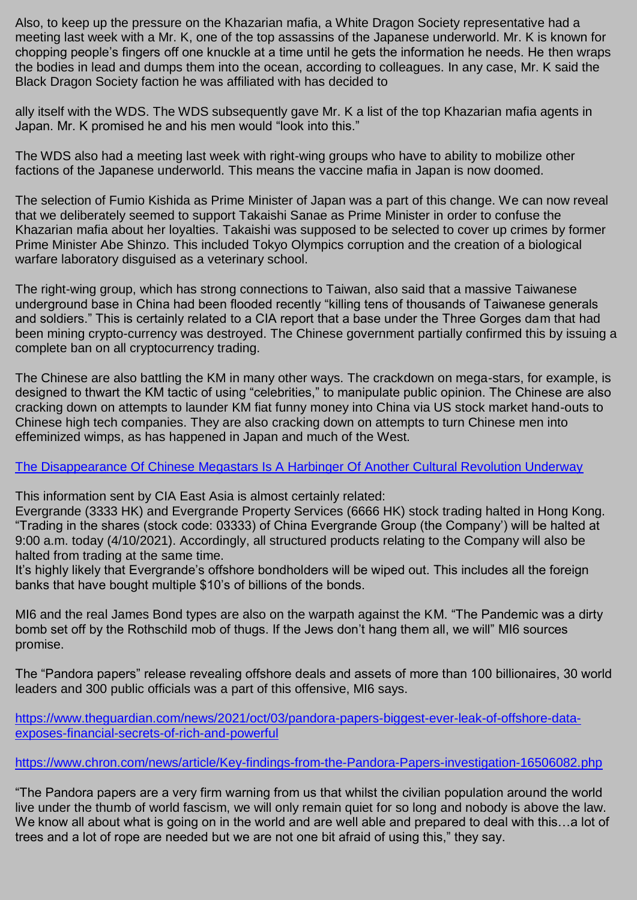Also, to keep up the pressure on the Khazarian mafia, a White Dragon Society representative had a meeting last week with a Mr. K, one of the top assassins of the Japanese underworld. Mr. K is known for chopping people's fingers off one knuckle at a time until he gets the information he needs. He then wraps the bodies in lead and dumps them into the ocean, according to colleagues. In any case, Mr. K said the Black Dragon Society faction he was affiliated with has decided to

ally itself with the WDS. The WDS subsequently gave Mr. K a list of the top Khazarian mafia agents in Japan. Mr. K promised he and his men would "look into this."

The WDS also had a meeting last week with right-wing groups who have to ability to mobilize other factions of the Japanese underworld. This means the vaccine mafia in Japan is now doomed.

The selection of Fumio Kishida as Prime Minister of Japan was a part of this change. We can now reveal that we deliberately seemed to support Takaishi Sanae as Prime Minister in order to confuse the Khazarian mafia about her loyalties. Takaishi was supposed to be selected to cover up crimes by former Prime Minister Abe Shinzo. This included Tokyo Olympics corruption and the creation of a biological warfare laboratory disguised as a veterinary school.

The right-wing group, which has strong connections to Taiwan, also said that a massive Taiwanese underground base in China had been flooded recently "killing tens of thousands of Taiwanese generals and soldiers." This is certainly related to a CIA report that a base under the Three Gorges dam that had been mining crypto-currency was destroyed. The Chinese government partially confirmed this by issuing a complete ban on all cryptocurrency trading.

The Chinese are also battling the KM in many other ways. The crackdown on mega-stars, for example, is designed to thwart the KM tactic of using "celebrities," to manipulate public opinion. The Chinese are also cracking down on attempts to launder KM fiat funny money into China via US stock market hand-outs to Chinese high tech companies. They are also cracking down on attempts to turn Chinese men into effeminized wimps, as has happened in Japan and much of the West.

[The Disappearance Of Chinese Megastars Is A Harbinger Of Another Cultural Revolution Underway]

This information sent by CIA East Asia is almost certainly related:
Evergrande (3333 HK) and Evergrande Property Services (6666 HK) stock trading halted in Hong Kong. "Trading in the shares (stock code: 03333) of China Evergrande Group (the Company') will be halted at 9:00 a.m. today (4/10/2021). Accordingly, all structured products relating to the Company will also be halted from trading at the same time.
It's highly likely that Evergrande's offshore bondholders will be wiped out. This includes all the foreign banks that have bought multiple $10's of billions of the bonds.

MI6 and the real James Bond types are also on the warpath against the KM. "The Pandemic was a dirty bomb set off by the Rothschild mob of thugs. If the Jews don't hang them all, we will" MI6 sources promise.

The "Pandora papers" release revealing offshore deals and assets of more than 100 billionaires, 30 world leaders and 300 public officials was a part of this offensive, MI6 says.

https://www.theguardian.com/news/2021/oct/03/pandora-papers-biggest-ever-leak-of-offshore-data-exposes-financial-secrets-of-rich-and-powerful

https://www.chron.com/news/article/Key-findings-from-the-Pandora-Papers-investigation-16506082.php

"The Pandora papers are a very firm warning from us that whilst the civilian population around the world live under the thumb of world fascism, we will only remain quiet for so long and nobody is above the law. We know all about what is going on in the world and are well able and prepared to deal with this…a lot of trees and a lot of rope are needed but we are not one bit afraid of using this," they say.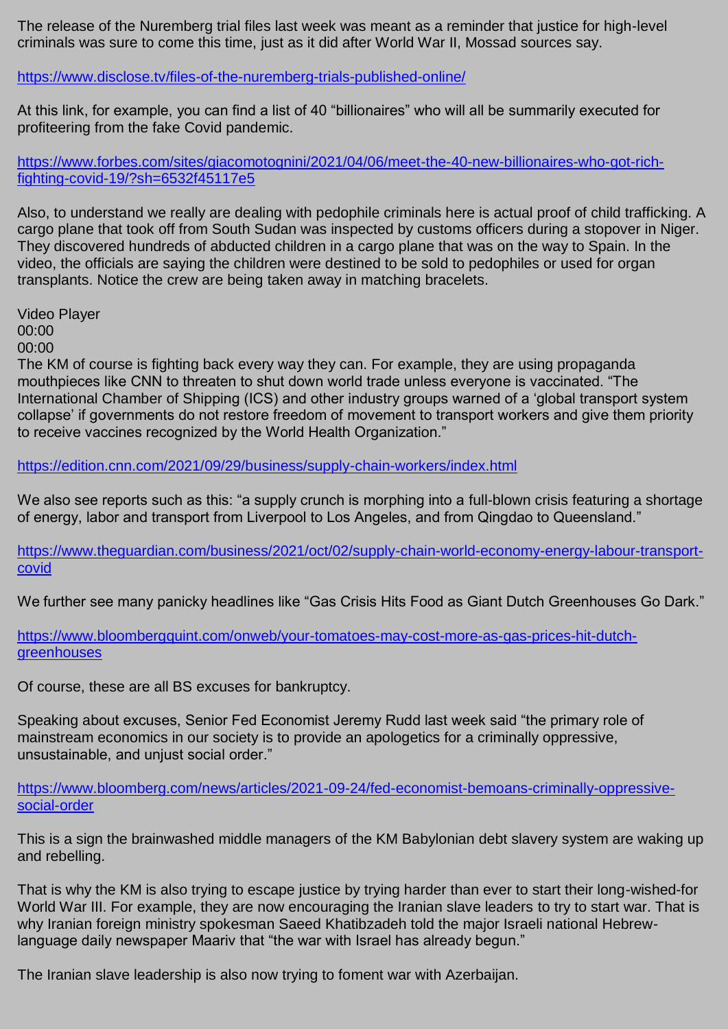The release of the Nuremberg trial files last week was meant as a reminder that justice for high-level criminals was sure to come this time, just as it did after World War II, Mossad sources say.

https://www.disclose.tv/files-of-the-nuremberg-trials-published-online/

At this link, for example, you can find a list of 40 "billionaires" who will all be summarily executed for profiteering from the fake Covid pandemic.

https://www.forbes.com/sites/giacomotognini/2021/04/06/meet-the-40-new-billionaires-who-got-rich-fighting-covid-19/?sh=6532f45117e5

Also, to understand we really are dealing with pedophile criminals here is actual proof of child trafficking. A cargo plane that took off from South Sudan was inspected by customs officers during a stopover in Niger. They discovered hundreds of abducted children in a cargo plane that was on the way to Spain. In the video, the officials are saying the children were destined to be sold to pedophiles or used for organ transplants. Notice the crew are being taken away in matching bracelets.

Video Player
00:00
00:00

The KM of course is fighting back every way they can. For example, they are using propaganda mouthpieces like CNN to threaten to shut down world trade unless everyone is vaccinated. "The International Chamber of Shipping (ICS) and other industry groups warned of a 'global transport system collapse' if governments do not restore freedom of movement to transport workers and give them priority to receive vaccines recognized by the World Health Organization."

https://edition.cnn.com/2021/09/29/business/supply-chain-workers/index.html

We also see reports such as this: "a supply crunch is morphing into a full-blown crisis featuring a shortage of energy, labor and transport from Liverpool to Los Angeles, and from Qingdao to Queensland."

https://www.theguardian.com/business/2021/oct/02/supply-chain-world-economy-energy-labour-transport-covid

We further see many panicky headlines like "Gas Crisis Hits Food as Giant Dutch Greenhouses Go Dark."

https://www.bloombergquint.com/onweb/your-tomatoes-may-cost-more-as-gas-prices-hit-dutch-greenhouses

Of course, these are all BS excuses for bankruptcy.

Speaking about excuses, Senior Fed Economist Jeremy Rudd last week said "the primary role of mainstream economics in our society is to provide an apologetics for a criminally oppressive, unsustainable, and unjust social order."

https://www.bloomberg.com/news/articles/2021-09-24/fed-economist-bemoans-criminally-oppressive-social-order

This is a sign the brainwashed middle managers of the KM Babylonian debt slavery system are waking up and rebelling.

That is why the KM is also trying to escape justice by trying harder than ever to start their long-wished-for World War III. For example, they are now encouraging the Iranian slave leaders to try to start war. That is why Iranian foreign ministry spokesman Saeed Khatibzadeh told the major Israeli national Hebrew-language daily newspaper Maariv that "the war with Israel has already begun."

The Iranian slave leadership is also now trying to foment war with Azerbaijan.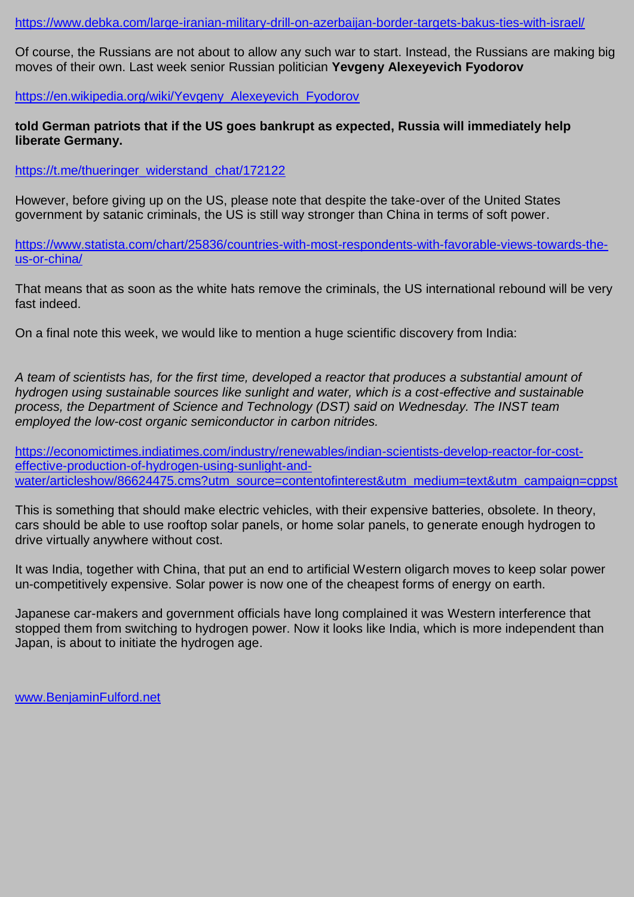https://www.debka.com/large-iranian-military-drill-on-azerbaijan-border-targets-bakus-ties-with-israel/

Of course, the Russians are not about to allow any such war to start. Instead, the Russians are making big moves of their own. Last week senior Russian politician **Yevgeny Alexeyevich Fyodorov**

https://en.wikipedia.org/wiki/Yevgeny_Alexeyevich_Fyodorov

**told German patriots that if the US goes bankrupt as expected, Russia will immediately help liberate Germany.**

https://t.me/thueringer_widerstand_chat/172122

However, before giving up on the US, please note that despite the take-over of the United States government by satanic criminals, the US is still way stronger than China in terms of soft power.

https://www.statista.com/chart/25836/countries-with-most-respondents-with-favorable-views-towards-the-us-or-china/

That means that as soon as the white hats remove the criminals, the US international rebound will be very fast indeed.

On a final note this week, we would like to mention a huge scientific discovery from India:

*A team of scientists has, for the first time, developed a reactor that produces a substantial amount of hydrogen using sustainable sources like sunlight and water, which is a cost-effective and sustainable process, the Department of Science and Technology (DST) said on Wednesday. The INST team employed the low-cost organic semiconductor in carbon nitrides.*

https://economictimes.indiatimes.com/industry/renewables/indian-scientists-develop-reactor-for-cost-effective-production-of-hydrogen-using-sunlight-and-water/articleshow/86624475.cms?utm_source=contentofinterest&utm_medium=text&utm_campaign=cppst

This is something that should make electric vehicles, with their expensive batteries, obsolete. In theory, cars should be able to use rooftop solar panels, or home solar panels, to generate enough hydrogen to drive virtually anywhere without cost.

It was India, together with China, that put an end to artificial Western oligarch moves to keep solar power un-competitively expensive. Solar power is now one of the cheapest forms of energy on earth.

Japanese car-makers and government officials have long complained it was Western interference that stopped them from switching to hydrogen power. Now it looks like India, which is more independent than Japan, is about to initiate the hydrogen age.

www.BenjaminFulford.net